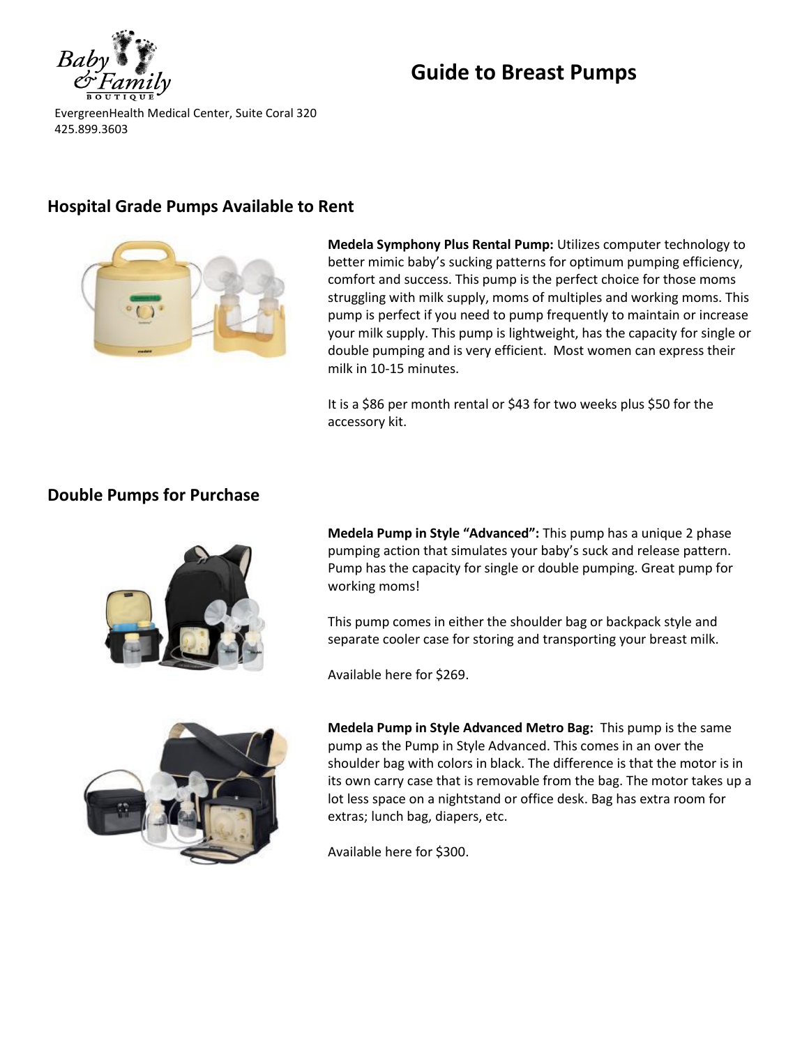Baby & Family BOUTIQUE

EvergreenHealth Medical Center, Suite Coral 320
425.899.3603

# Guide to Breast Pumps

## Hospital Grade Pumps Available to Rent

**Medela Symphony Plus Rental Pump:** Utilizes computer technology to better mimic baby's sucking patterns for optimum pumping efficiency, comfort and success. This pump is the perfect choice for those moms struggling with milk supply, moms of multiples and working moms. This pump is perfect if you need to pump frequently to maintain or increase your milk supply. This pump is lightweight, has the capacity for single or double pumping and is very efficient. Most women can express their milk in 10-15 minutes.

It is a $86 per month rental or $43 for two weeks plus $50 for the accessory kit.

## Double Pumps for Purchase

**Medela Pump in Style "Advanced":** This pump has a unique 2 phase pumping action that simulates your baby's suck and release pattern. Pump has the capacity for single or double pumping. Great pump for working moms!

This pump comes in either the shoulder bag or backpack style and separate cooler case for storing and transporting your breast milk.

Available here for $269.

**Medela Pump in Style Advanced Metro Bag:** This pump is the same pump as the Pump in Style Advanced. This comes in an over the shoulder bag with colors in black. The difference is that the motor is in its own carry case that is removable from the bag. The motor takes up a lot less space on a nightstand or office desk. Bag has extra room for extras; lunch bag, diapers, etc.

Available here for $300.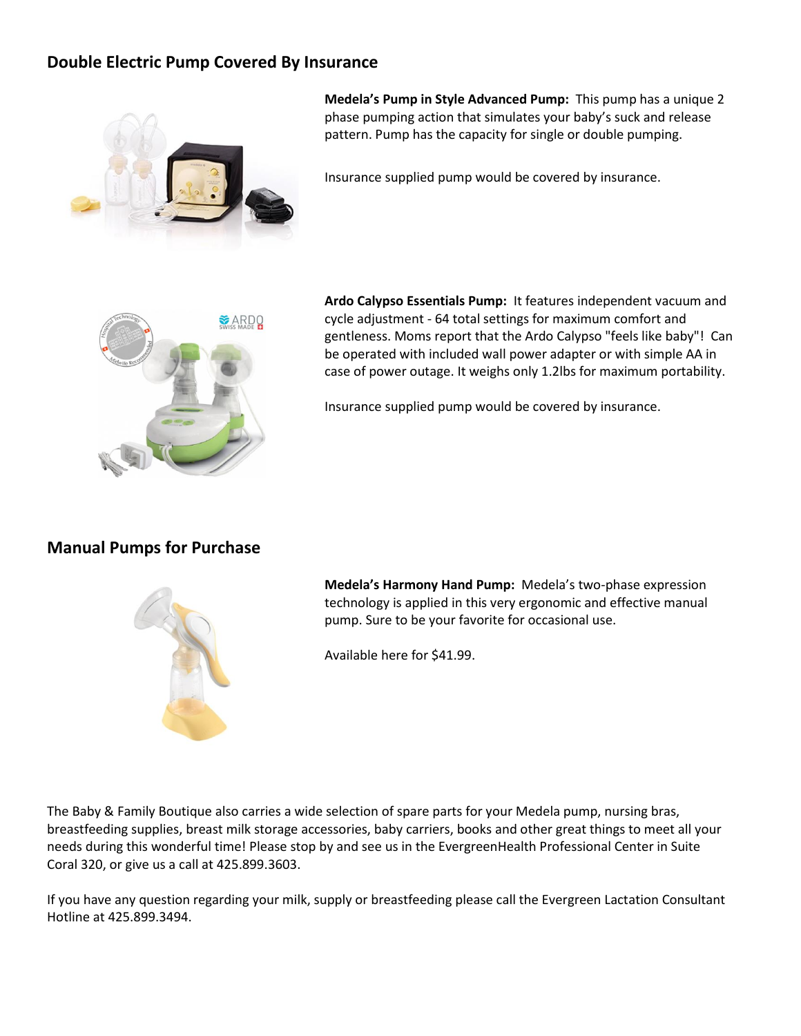## Double Electric Pump Covered By Insurance

**Medela's Pump in Style Advanced Pump:** This pump has a unique 2 phase pumping action that simulates your baby's suck and release pattern. Pump has the capacity for single or double pumping.

Insurance supplied pump would be covered by insurance.

**Ardo Calypso Essentials Pump:** It features independent vacuum and cycle adjustment - 64 total settings for maximum comfort and gentleness. Moms report that the Ardo Calypso "feels like baby"! Can be operated with included wall power adapter or with simple AA in case of power outage. It weighs only 1.2lbs for maximum portability.

Insurance supplied pump would be covered by insurance.

## Manual Pumps for Purchase

**Medela's Harmony Hand Pump:** Medela's two-phase expression technology is applied in this very ergonomic and effective manual pump. Sure to be your favorite for occasional use.

Available here for $41.99.

The Baby & Family Boutique also carries a wide selection of spare parts for your Medela pump, nursing bras, breastfeeding supplies, breast milk storage accessories, baby carriers, books and other great things to meet all your needs during this wonderful time! Please stop by and see us in the EvergreenHealth Professional Center in Suite Coral 320, or give us a call at 425.899.3603.

If you have any question regarding your milk, supply or breastfeeding please call the Evergreen Lactation Consultant Hotline at 425.899.3494.